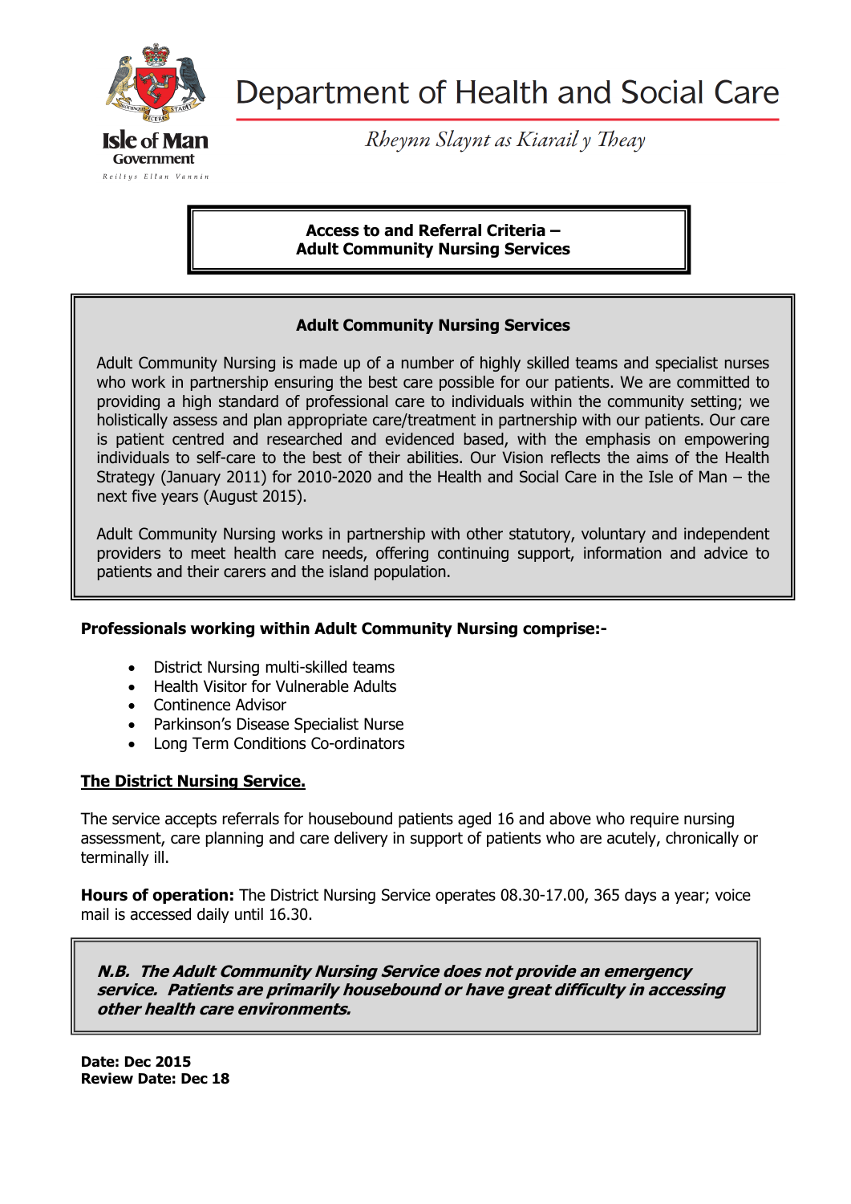Department of Health and Social Care

*Rheynn Slaynt as Kiarail y Theay*

Isle of Man Government

Reiltys Ellan Vannin

# Access to and Referral Criteria – Adult Community Nursing Services

## Adult Community Nursing Services

Adult Community Nursing is made up of a number of highly skilled teams and specialist nurses who work in partnership ensuring the best care possible for our patients. We are committed to providing a high standard of professional care to individuals within the community setting; we holistically assess and plan appropriate care/treatment in partnership with our patients. Our care is patient centred and researched and evidenced based, with the emphasis on empowering individuals to self-care to the best of their abilities. Our Vision reflects the aims of the Health Strategy (January 2011) for 2010-2020 and the Health and Social Care in the Isle of Man – the next five years (August 2015).

Adult Community Nursing works in partnership with other statutory, voluntary and independent providers to meet health care needs, offering continuing support, information and advice to patients and their carers and the island population.

**Professionals working within Adult Community Nursing comprise:-**

- District Nursing multi-skilled teams
- Health Visitor for Vulnerable Adults
- Continence Advisor
- Parkinson's Disease Specialist Nurse
- Long Term Conditions Co-ordinators

## The District Nursing Service.

The service accepts referrals for housebound patients aged 16 and above who require nursing assessment, care planning and care delivery in support of patients who are acutely, chronically or terminally ill.

**Hours of operation:** The District Nursing Service operates 08.30-17.00, 365 days a year; voice mail is accessed daily until 16.30.

***N.B. The Adult Community Nursing Service does not provide an emergency service. Patients are primarily housebound or have great difficulty in accessing other health care environments.***

**Date: Dec 2015**
**Review Date: Dec 18**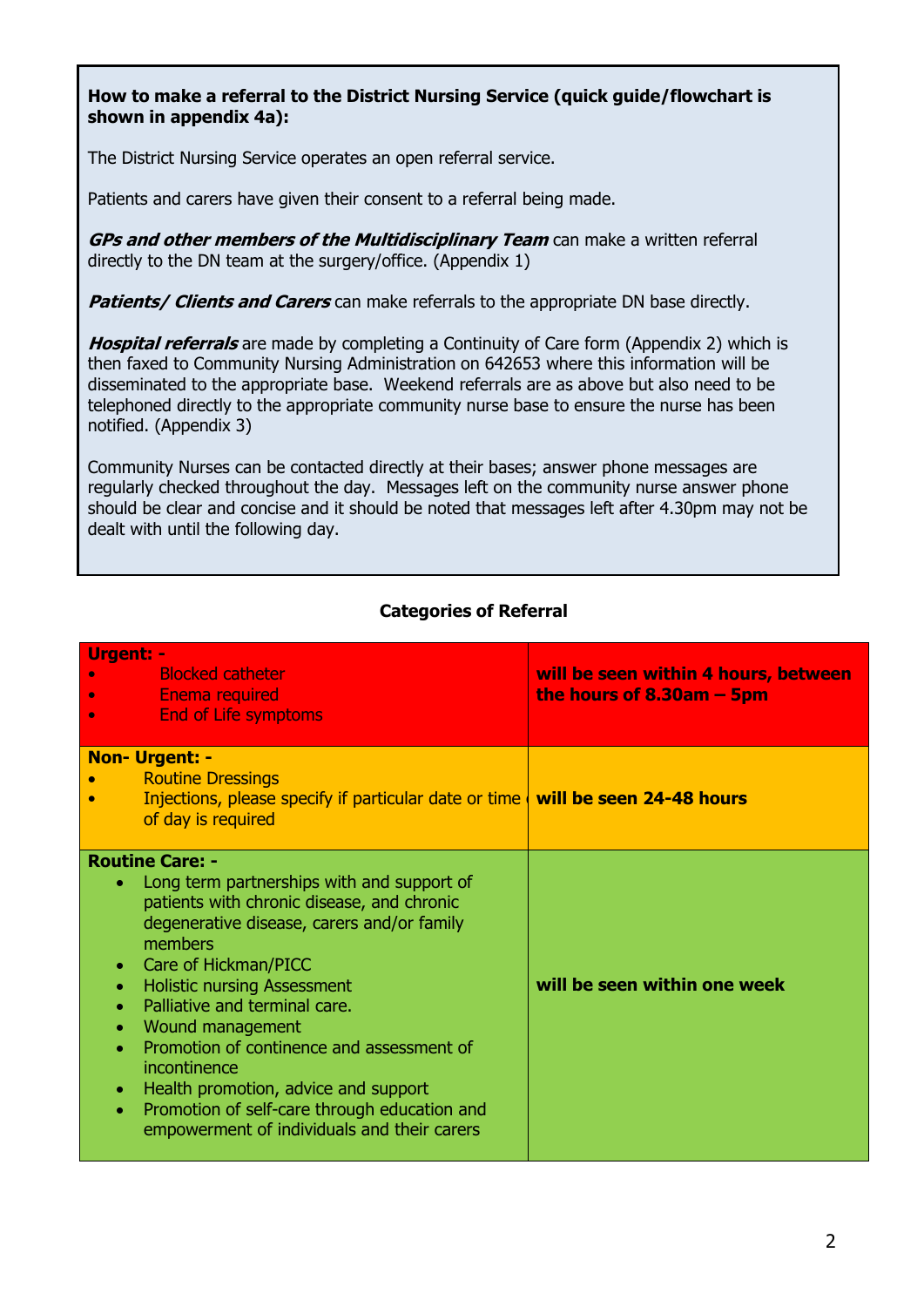**How to make a referral to the District Nursing Service (quick guide/flowchart is shown in appendix 4a):**

The District Nursing Service operates an open referral service.

Patients and carers have given their consent to a referral being made.

***GPs and other members of the Multidisciplinary Team*** can make a written referral directly to the DN team at the surgery/office. (Appendix 1)

***Patients/ Clients and Carers*** can make referrals to the appropriate DN base directly.

***Hospital referrals*** are made by completing a Continuity of Care form (Appendix 2) which is then faxed to Community Nursing Administration on 642653 where this information will be disseminated to the appropriate base. Weekend referrals are as above but also need to be telephoned directly to the appropriate community nurse base to ensure the nurse has been notified. (Appendix 3)

Community Nurses can be contacted directly at their bases; answer phone messages are regularly checked throughout the day. Messages left on the community nurse answer phone should be clear and concise and it should be noted that messages left after 4.30pm may not be dealt with until the following day.

**Categories of Referral**

| Category | Timescale |
|---|---|
| **Urgent: -**<br>• Blocked catheter<br>• Enema required<br>• End of Life symptoms | **will be seen within 4 hours, between the hours of 8.30am – 5pm** |
| **Non- Urgent: -**<br>• Routine Dressings<br>• Injections, please specify if particular date or time of day is required | **will be seen 24-48 hours** |
| **Routine Care: -**<br>• Long term partnerships with and support of patients with chronic disease, and chronic degenerative disease, carers and/or family members<br>• Care of Hickman/PICC<br>• Holistic nursing Assessment<br>• Palliative and terminal care.<br>• Wound management<br>• Promotion of continence and assessment of incontinence<br>• Health promotion, advice and support<br>• Promotion of self-care through education and empowerment of individuals and their carers | **will be seen within one week** |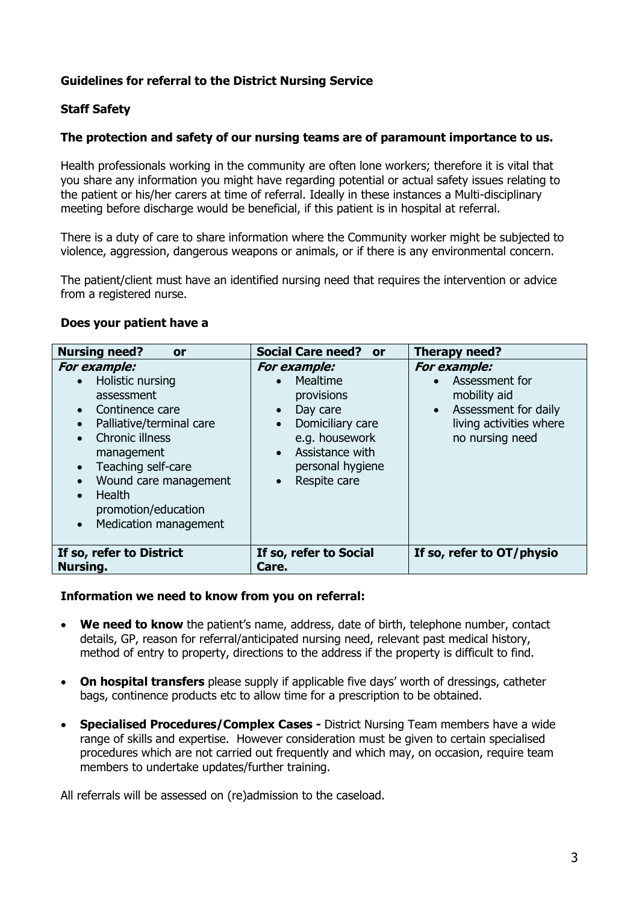**Guidelines for referral to the District Nursing Service**

**Staff Safety**

**The protection and safety of our nursing teams are of paramount importance to us.**

Health professionals working in the community are often lone workers; therefore it is vital that you share any information you might have regarding potential or actual safety issues relating to the patient or his/her carers at time of referral. Ideally in these instances a Multi-disciplinary meeting before discharge would be beneficial, if this patient is in hospital at referral.

There is a duty of care to share information where the Community worker might be subjected to violence, aggression, dangerous weapons or animals, or if there is any environmental concern.

The patient/client must have an identified nursing need that requires the intervention or advice from a registered nurse.

**Does your patient have a**

| **Nursing need? or** | **Social Care need? or** | **Therapy need?** |
|---|---|---|
| ***For example:***<br>• Holistic nursing assessment<br>• Continence care<br>• Palliative/terminal care<br>• Chronic illness management<br>• Teaching self-care<br>• Wound care management<br>• Health promotion/education<br>• Medication management | ***For example:***<br>• Mealtime provisions<br>• Day care<br>• Domiciliary care e.g. housework<br>• Assistance with personal hygiene<br>• Respite care | ***For example:***<br>• Assessment for mobility aid<br>• Assessment for daily living activities where no nursing need |
| **If so, refer to District Nursing.** | **If so, refer to Social Care.** | **If so, refer to OT/physio** |

**Information we need to know from you on referral:**

- **We need to know** the patient's name, address, date of birth, telephone number, contact details, GP, reason for referral/anticipated nursing need, relevant past medical history, method of entry to property, directions to the address if the property is difficult to find.
- **On hospital transfers** please supply if applicable five days' worth of dressings, catheter bags, continence products etc to allow time for a prescription to be obtained.
- **Specialised Procedures/Complex Cases -** District Nursing Team members have a wide range of skills and expertise. However consideration must be given to certain specialised procedures which are not carried out frequently and which may, on occasion, require team members to undertake updates/further training.

All referrals will be assessed on (re)admission to the caseload.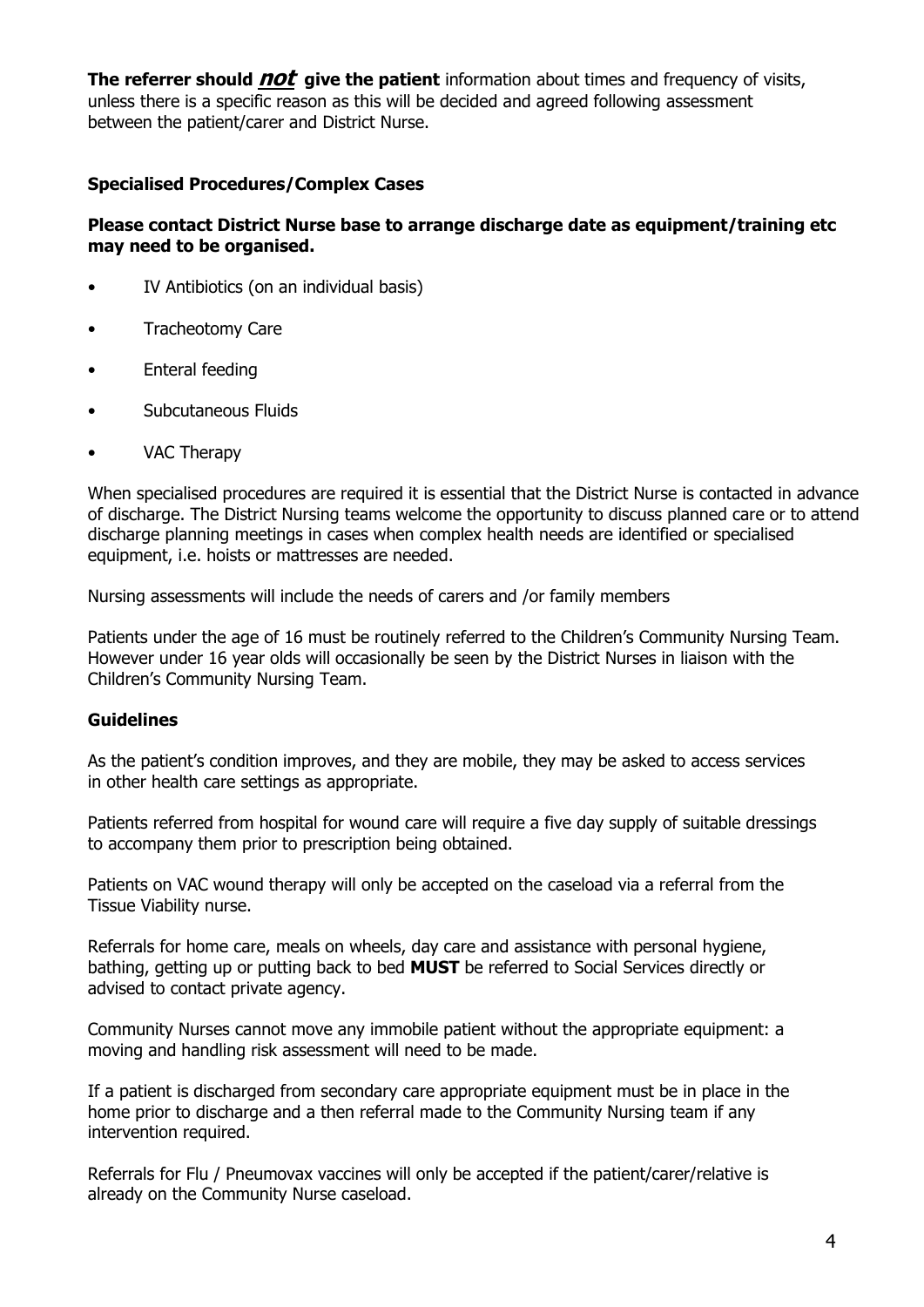**The referrer should *not* give the patient** information about times and frequency of visits, unless there is a specific reason as this will be decided and agreed following assessment between the patient/carer and District Nurse.

### Specialised Procedures/Complex Cases

**Please contact District Nurse base to arrange discharge date as equipment/training etc may need to be organised.**

- IV Antibiotics (on an individual basis)
- Tracheotomy Care
- Enteral feeding
- Subcutaneous Fluids
- VAC Therapy

When specialised procedures are required it is essential that the District Nurse is contacted in advance of discharge. The District Nursing teams welcome the opportunity to discuss planned care or to attend discharge planning meetings in cases when complex health needs are identified or specialised equipment, i.e. hoists or mattresses are needed.

Nursing assessments will include the needs of carers and /or family members

Patients under the age of 16 must be routinely referred to the Children's Community Nursing Team. However under 16 year olds will occasionally be seen by the District Nurses in liaison with the Children's Community Nursing Team.

### Guidelines

As the patient's condition improves, and they are mobile, they may be asked to access services in other health care settings as appropriate.

Patients referred from hospital for wound care will require a five day supply of suitable dressings to accompany them prior to prescription being obtained.

Patients on VAC wound therapy will only be accepted on the caseload via a referral from the Tissue Viability nurse.

Referrals for home care, meals on wheels, day care and assistance with personal hygiene, bathing, getting up or putting back to bed **MUST** be referred to Social Services directly or advised to contact private agency.

Community Nurses cannot move any immobile patient without the appropriate equipment: a moving and handling risk assessment will need to be made.

If a patient is discharged from secondary care appropriate equipment must be in place in the home prior to discharge and a then referral made to the Community Nursing team if any intervention required.

Referrals for Flu / Pneumovax vaccines will only be accepted if the patient/carer/relative is already on the Community Nurse caseload.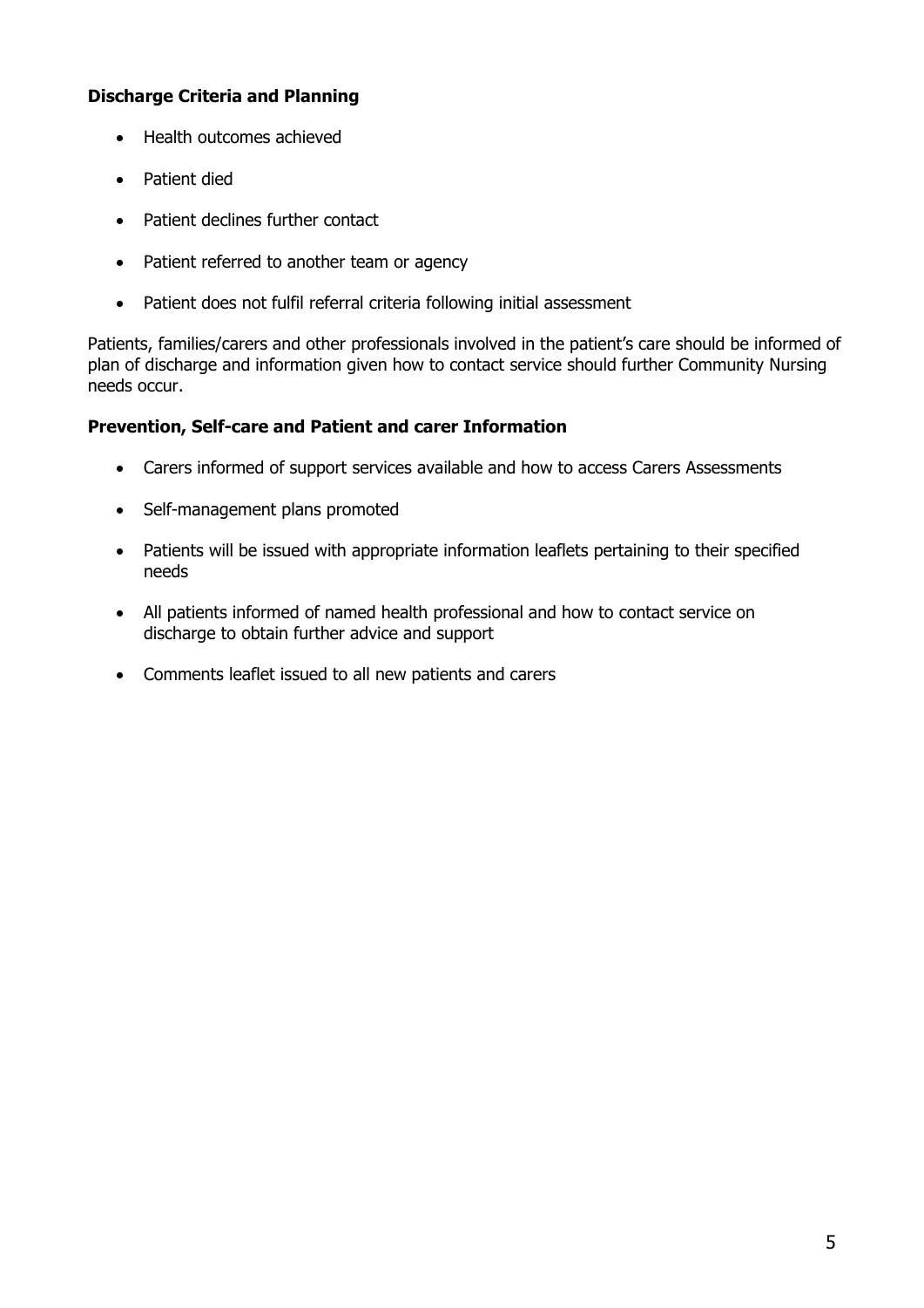**Discharge Criteria and Planning**

- Health outcomes achieved
- Patient died
- Patient declines further contact
- Patient referred to another team or agency
- Patient does not fulfil referral criteria following initial assessment

Patients, families/carers and other professionals involved in the patient's care should be informed of plan of discharge and information given how to contact service should further Community Nursing needs occur.

**Prevention, Self-care and Patient and carer Information**

- Carers informed of support services available and how to access Carers Assessments
- Self-management plans promoted
- Patients will be issued with appropriate information leaflets pertaining to their specified needs
- All patients informed of named health professional and how to contact service on discharge to obtain further advice and support
- Comments leaflet issued to all new patients and carers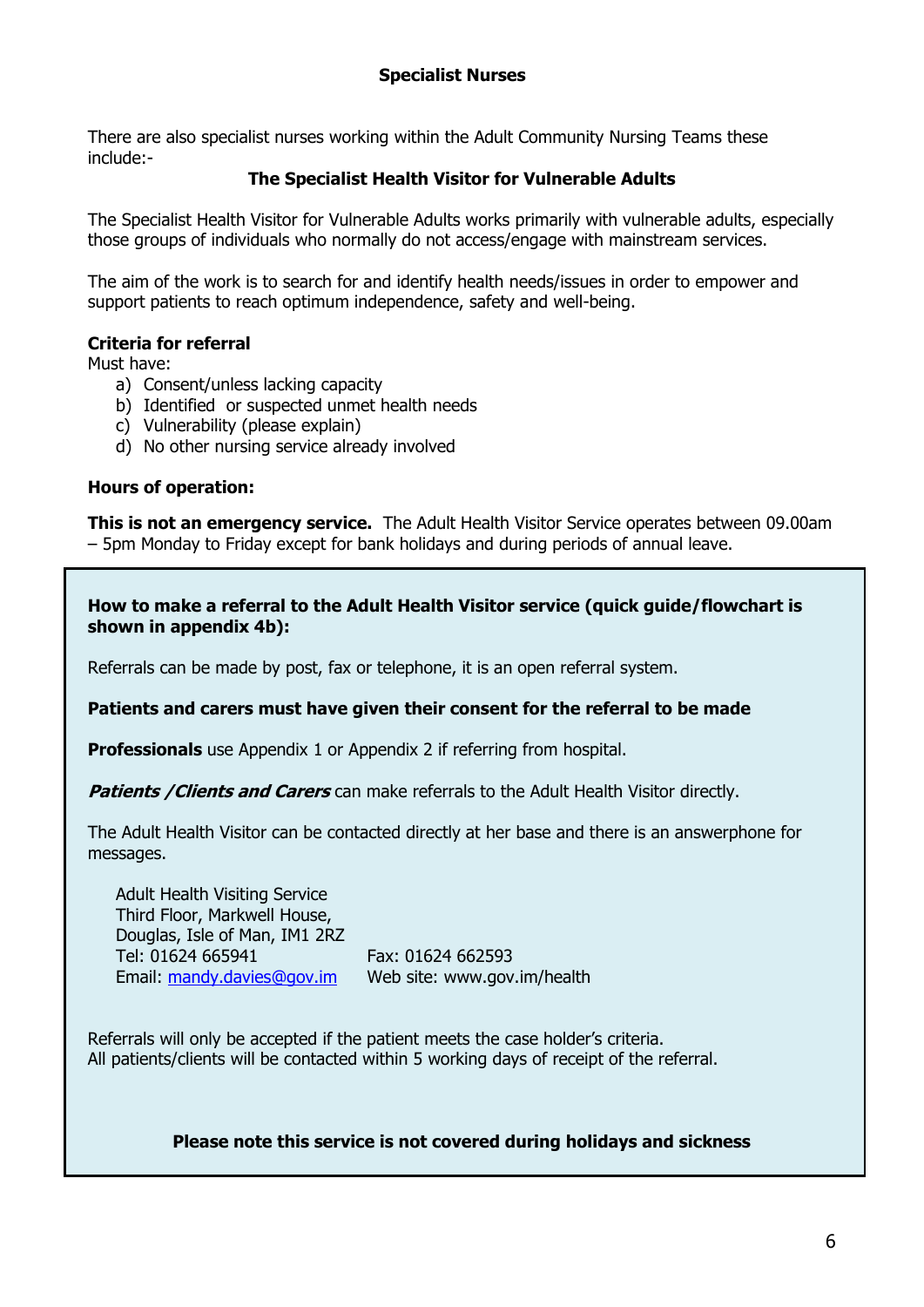## Specialist Nurses

There are also specialist nurses working within the Adult Community Nursing Teams these include:-

### The Specialist Health Visitor for Vulnerable Adults

The Specialist Health Visitor for Vulnerable Adults works primarily with vulnerable adults, especially those groups of individuals who normally do not access/engage with mainstream services.

The aim of the work is to search for and identify health needs/issues in order to empower and support patients to reach optimum independence, safety and well-being.

**Criteria for referral**

Must have:

a) Consent/unless lacking capacity
b) Identified or suspected unmet health needs
c) Vulnerability (please explain)
d) No other nursing service already involved

**Hours of operation:**

**This is not an emergency service.** The Adult Health Visitor Service operates between 09.00am – 5pm Monday to Friday except for bank holidays and during periods of annual leave.

**How to make a referral to the Adult Health Visitor service (quick guide/flowchart is shown in appendix 4b):**

Referrals can be made by post, fax or telephone, it is an open referral system.

**Patients and carers must have given their consent for the referral to be made**

**Professionals** use Appendix 1 or Appendix 2 if referring from hospital.

***Patients /Clients and Carers*** can make referrals to the Adult Health Visitor directly.

The Adult Health Visitor can be contacted directly at her base and there is an answerphone for messages.

Adult Health Visiting Service
Third Floor, Markwell House,
Douglas, Isle of Man, IM1 2RZ
Tel: 01624 665941 Fax: 01624 662593
Email: mandy.davies@gov.im Web site: www.gov.im/health

Referrals will only be accepted if the patient meets the case holder's criteria.
All patients/clients will be contacted within 5 working days of receipt of the referral.

**Please note this service is not covered during holidays and sickness**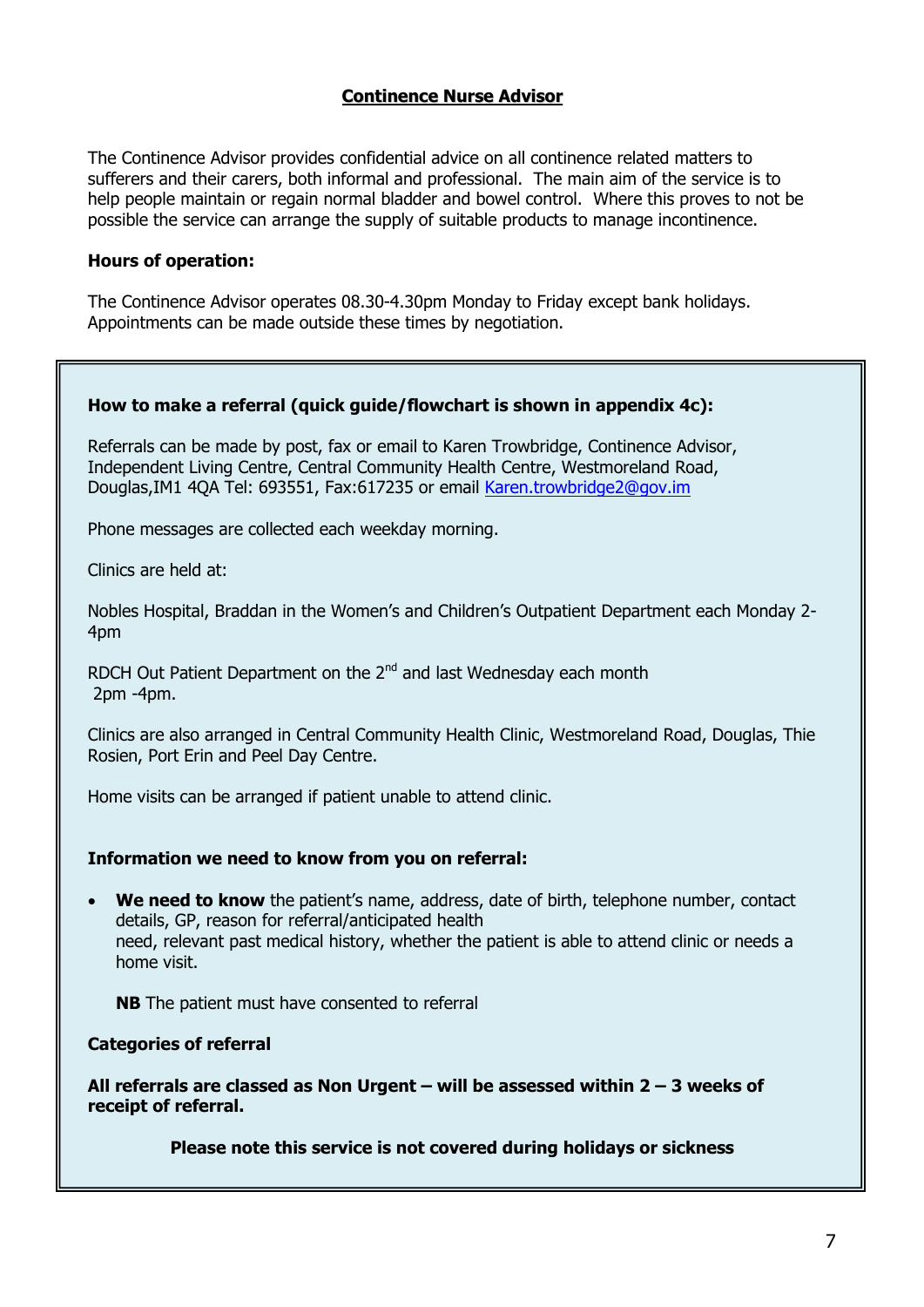## Continence Nurse Advisor

The Continence Advisor provides confidential advice on all continence related matters to sufferers and their carers, both informal and professional. The main aim of the service is to help people maintain or regain normal bladder and bowel control. Where this proves to not be possible the service can arrange the supply of suitable products to manage incontinence.

**Hours of operation:**

The Continence Advisor operates 08.30-4.30pm Monday to Friday except bank holidays. Appointments can be made outside these times by negotiation.

**How to make a referral (quick guide/flowchart is shown in appendix 4c):**

Referrals can be made by post, fax or email to Karen Trowbridge, Continence Advisor, Independent Living Centre, Central Community Health Centre, Westmoreland Road, Douglas,IM1 4QA Tel: 693551, Fax:617235 or email Karen.trowbridge2@gov.im

Phone messages are collected each weekday morning.

Clinics are held at:

Nobles Hospital, Braddan in the Women's and Children's Outpatient Department each Monday 2-4pm

RDCH Out Patient Department on the 2nd and last Wednesday each month 2pm -4pm.

Clinics are also arranged in Central Community Health Clinic, Westmoreland Road, Douglas, Thie Rosien, Port Erin and Peel Day Centre.

Home visits can be arranged if patient unable to attend clinic.

**Information we need to know from you on referral:**

- **We need to know** the patient's name, address, date of birth, telephone number, contact details, GP, reason for referral/anticipated health need, relevant past medical history, whether the patient is able to attend clinic or needs a home visit.

  **NB** The patient must have consented to referral

**Categories of referral**

**All referrals are classed as Non Urgent – will be assessed within 2 – 3 weeks of receipt of referral.**

**Please note this service is not covered during holidays or sickness**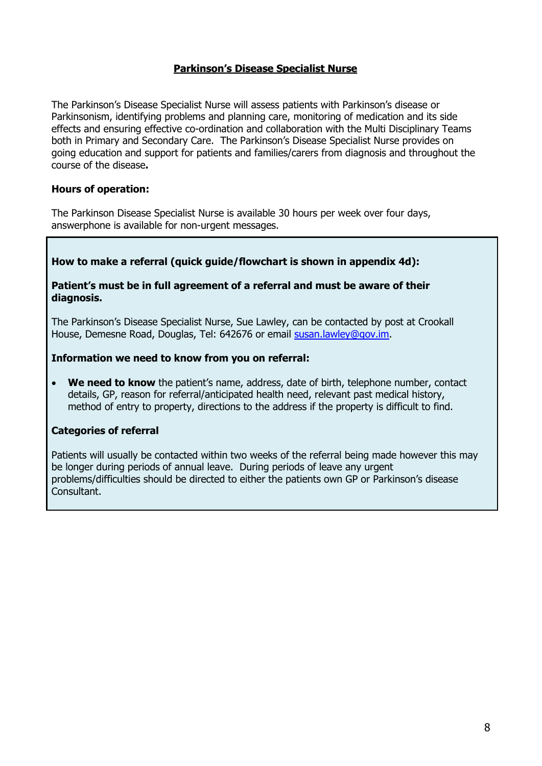## Parkinson's Disease Specialist Nurse

The Parkinson's Disease Specialist Nurse will assess patients with Parkinson's disease or Parkinsonism, identifying problems and planning care, monitoring of medication and its side effects and ensuring effective co-ordination and collaboration with the Multi Disciplinary Teams both in Primary and Secondary Care. The Parkinson's Disease Specialist Nurse provides on going education and support for patients and families/carers from diagnosis and throughout the course of the disease**.**

**Hours of operation:**

The Parkinson Disease Specialist Nurse is available 30 hours per week over four days, answerphone is available for non-urgent messages.

**How to make a referral (quick guide/flowchart is shown in appendix 4d):**

**Patient's must be in full agreement of a referral and must be aware of their diagnosis.**

The Parkinson's Disease Specialist Nurse, Sue Lawley, can be contacted by post at Crookall House, Demesne Road, Douglas, Tel: 642676 or email susan.lawley@gov.im.

**Information we need to know from you on referral:**

- **We need to know** the patient's name, address, date of birth, telephone number, contact details, GP, reason for referral/anticipated health need, relevant past medical history, method of entry to property, directions to the address if the property is difficult to find.

**Categories of referral**

Patients will usually be contacted within two weeks of the referral being made however this may be longer during periods of annual leave. During periods of leave any urgent problems/difficulties should be directed to either the patients own GP or Parkinson's disease Consultant.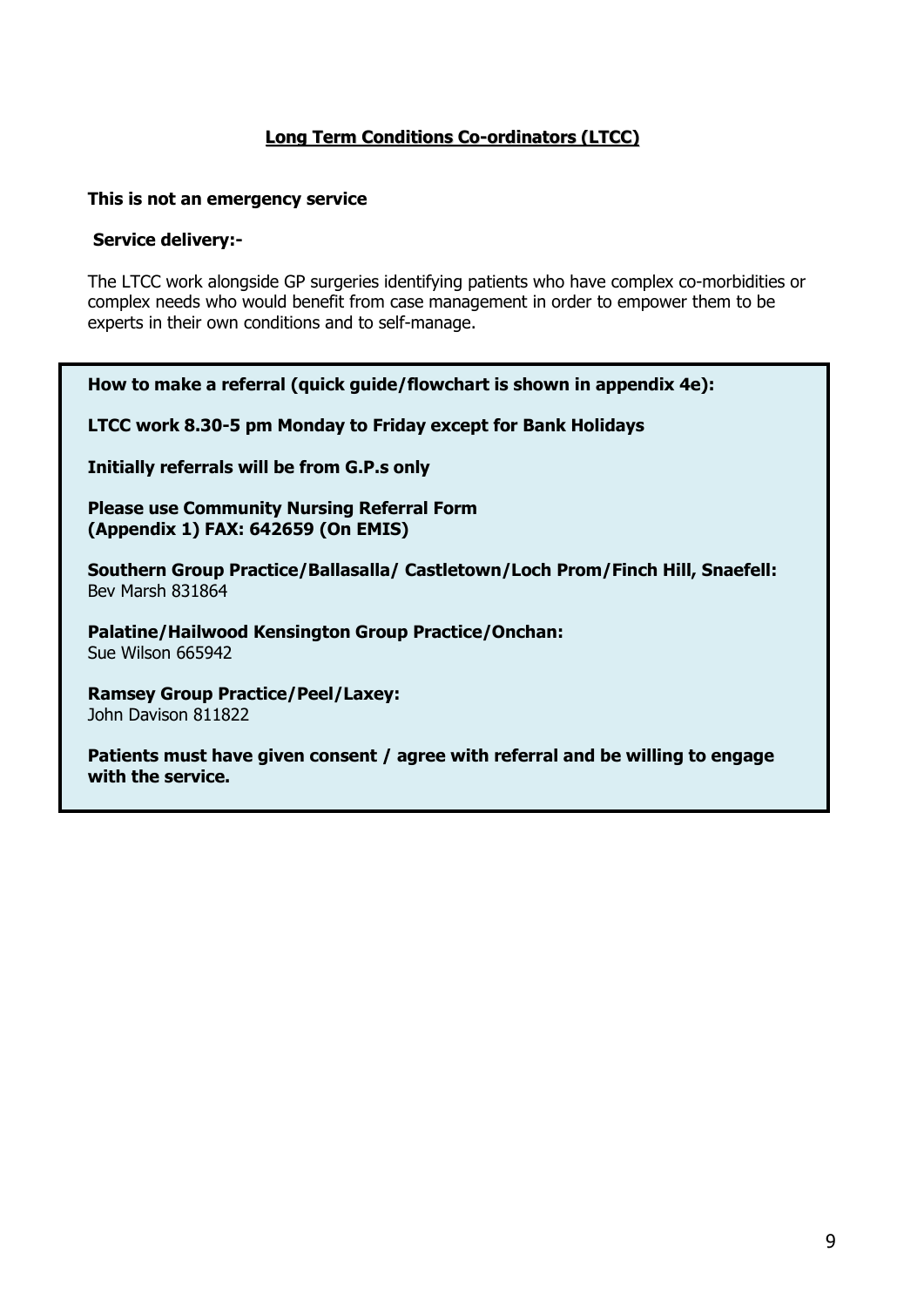## Long Term Conditions Co-ordinators (LTCC)

**This is not an emergency service**

**Service delivery:-**

The LTCC work alongside GP surgeries identifying patients who have complex co-morbidities or complex needs who would benefit from case management in order to empower them to be experts in their own conditions and to self-manage.

**How to make a referral (quick guide/flowchart is shown in appendix 4e):**

**LTCC work 8.30-5 pm Monday to Friday except for Bank Holidays**

**Initially referrals will be from G.P.s only**

**Please use Community Nursing Referral Form**
**(Appendix 1) FAX: 642659 (On EMIS)**

**Southern Group Practice/Ballasalla/ Castletown/Loch Prom/Finch Hill, Snaefell:**
Bev Marsh 831864

**Palatine/Hailwood Kensington Group Practice/Onchan:**
Sue Wilson 665942

**Ramsey Group Practice/Peel/Laxey:**
John Davison 811822

**Patients must have given consent / agree with referral and be willing to engage with the service.**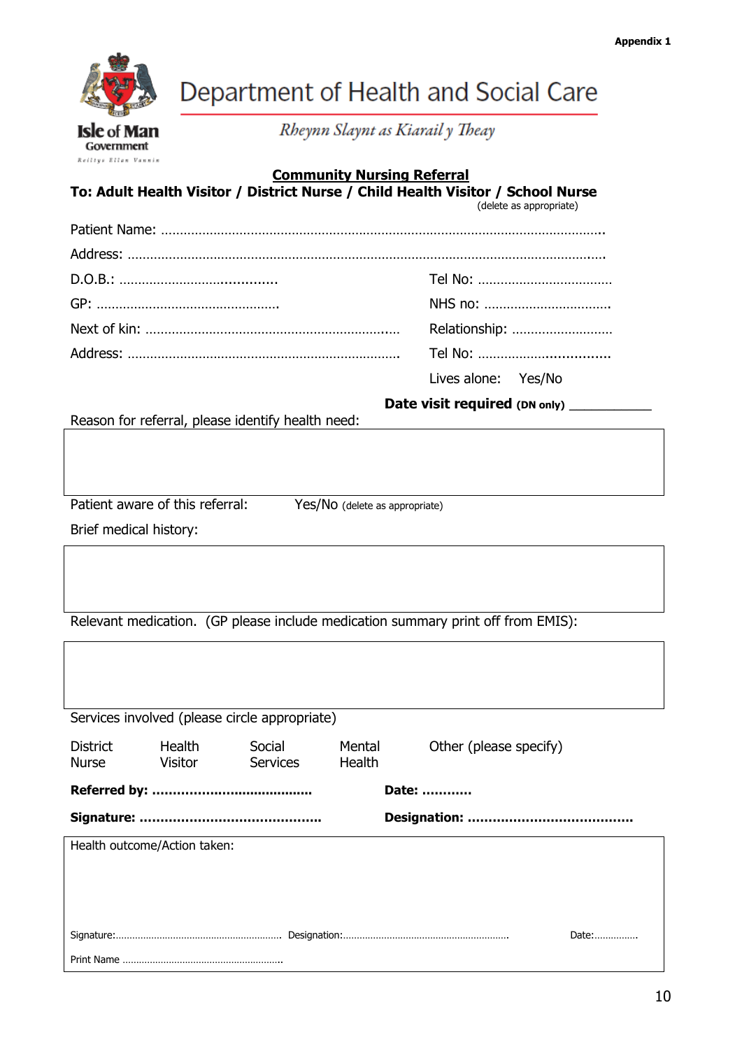**Appendix 1**

# Department of Health and Social Care

*Rheynn Slaynt as Kiarail y Theay*

## Community Nursing Referral

**To: Adult Health Visitor / District Nurse / Child Health Visitor / School Nurse**
(delete as appropriate)

Patient Name: …………………………………………………………………………………………………….

Address: …………………………………………………………………………………………………………….

D.O.B.: ………………………………….. Tel No: ………………………………

GP: ………………………………………….. NHS no: ……………………………

Next of kin: …………………………………………………………. Relationship: ………………………

Address: ……………………………………………………………. Tel No: ……………………………..

Lives alone: Yes/No

**Date visit required (DN only)** ___________

Reason for referral, please identify health need:

Patient aware of this referral: Yes/No (delete as appropriate)

Brief medical history:

Relevant medication. (GP please include medication summary print off from EMIS):

Services involved (please circle appropriate)

District Nurse | Health Visitor | Social Services | Mental Health | Other (please specify)

**Referred by: …………………………………** **Date: …………**

**Signature: ……………………………………** **Designation: …………………………………**

Health outcome/Action taken:

Signature:…………………………………………………. Designation:……………………………………………………. Date:…………….

Print Name ………………………………………………….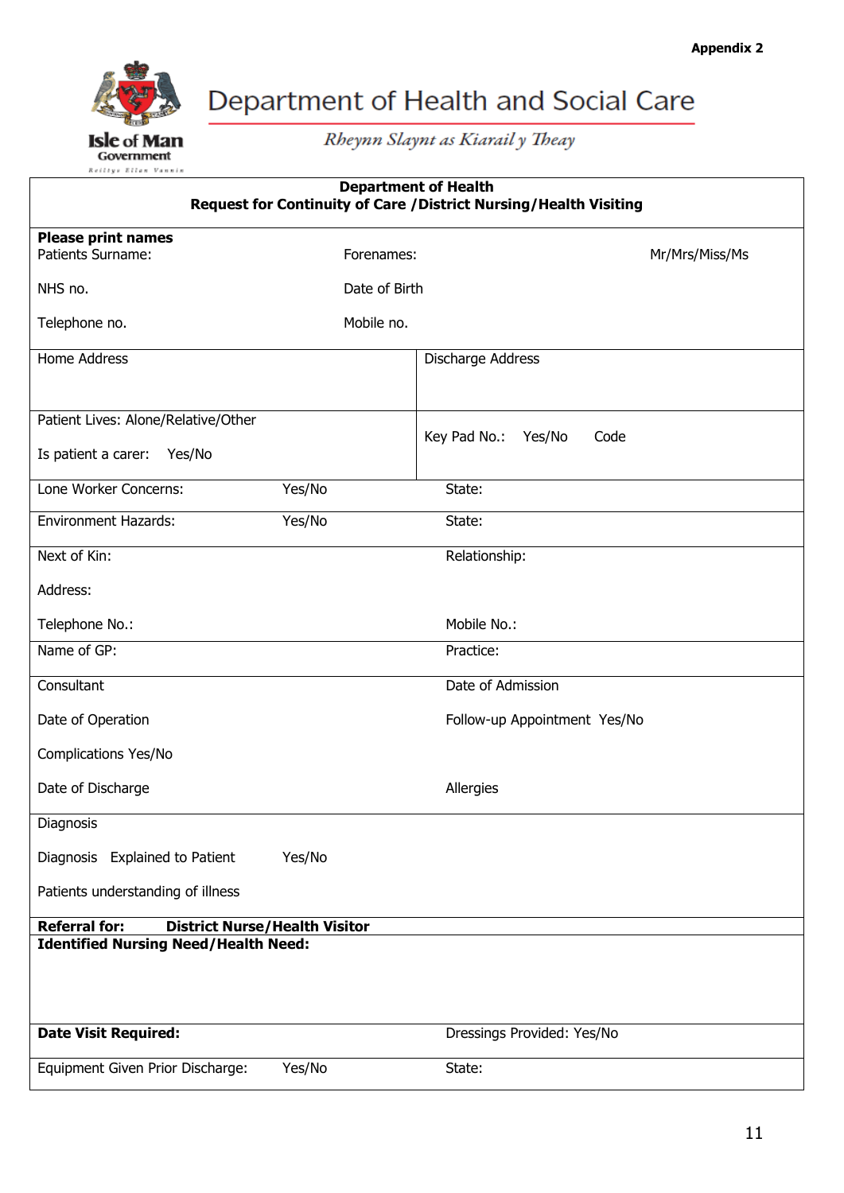**Appendix 2**

Department of Health and Social Care

*Rheynn Slaynt as Kiarail y Theay*

Isle of Man Government

Reiltys Ellan Vannin

**Department of Health**
**Request for Continuity of Care /District Nursing/Health Visiting**

**Please print names**

Patients Surname: Forenames: Mr/Mrs/Miss/Ms

NHS no. Date of Birth

Telephone no. Mobile no.

| Home Address | Discharge Address |
|---|---|
| Patient Lives: Alone/Relative/Other<br><br>Is patient a carer: Yes/No | Key Pad No.: Yes/No Code |

Lone Worker Concerns: Yes/No State:

Environment Hazards: Yes/No State:

Next of Kin: Relationship:

Address:

Telephone No.: Mobile No.:

Name of GP: Practice:

Consultant Date of Admission

Date of Operation Follow-up Appointment Yes/No

Complications Yes/No

Date of Discharge Allergies

Diagnosis

Diagnosis Explained to Patient Yes/No

Patients understanding of illness

**Referral for: District Nurse/Health Visitor**

**Identified Nursing Need/Health Need:**

**Date Visit Required:** Dressings Provided: Yes/No

Equipment Given Prior Discharge: Yes/No State: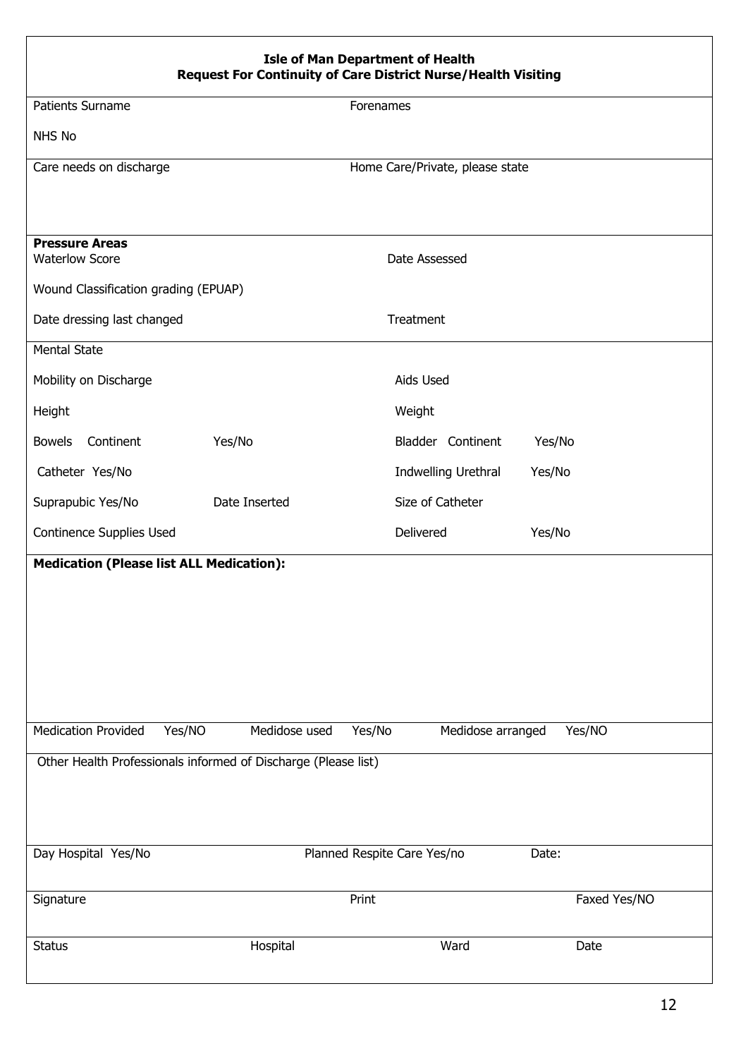**Isle of Man Department of Health**
**Request For Continuity of Care District Nurse/Health Visiting**

Patients Surname Forenames

NHS No

Care needs on discharge Home Care/Private, please state

**Pressure Areas**

Waterlow Score Date Assessed

Wound Classification grading (EPUAP)

Date dressing last changed Treatment

Mental State

Mobility on Discharge Aids Used

Height Weight

Bowels Continent Yes/No Bladder Continent Yes/No

Catheter Yes/No Indwelling Urethral Yes/No

Suprapubic Yes/No Date Inserted Size of Catheter

Continence Supplies Used Delivered Yes/No

**Medication (Please list ALL Medication):**

Medication Provided Yes/NO Medidose used Yes/No Medidose arranged Yes/NO

Other Health Professionals informed of Discharge (Please list)

Day Hospital Yes/No Planned Respite Care Yes/no Date:

Signature Print Faxed Yes/NO

Status Hospital Ward Date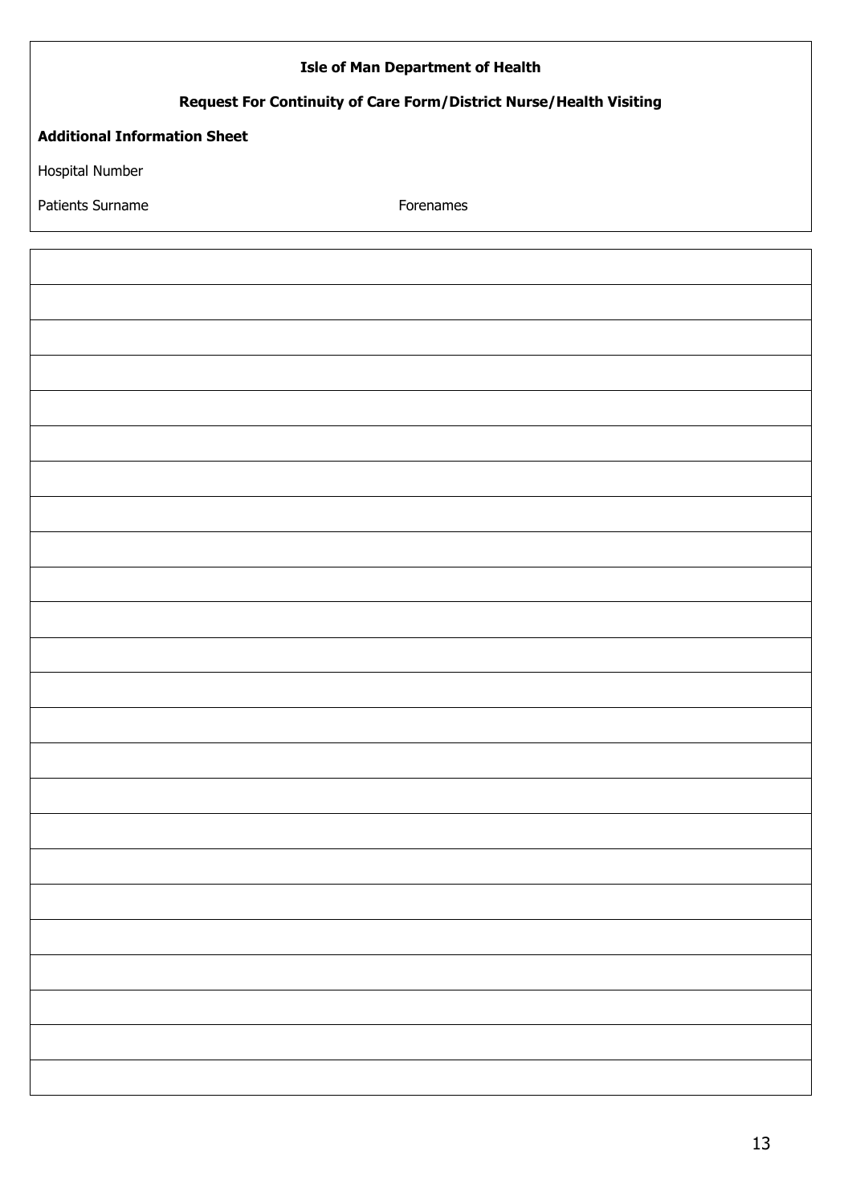**Isle of Man Department of Health**

**Request For Continuity of Care Form/District Nurse/Health Visiting**

**Additional Information Sheet**

Hospital Number

Patients Surname Forenames

| |
|---|
| |
| |
| |
| |
| |
| |
| |
| |
| |
| |
| |
| |
| |
| |
| |
| |
| |
| |
| |
| |
| |
| |
| |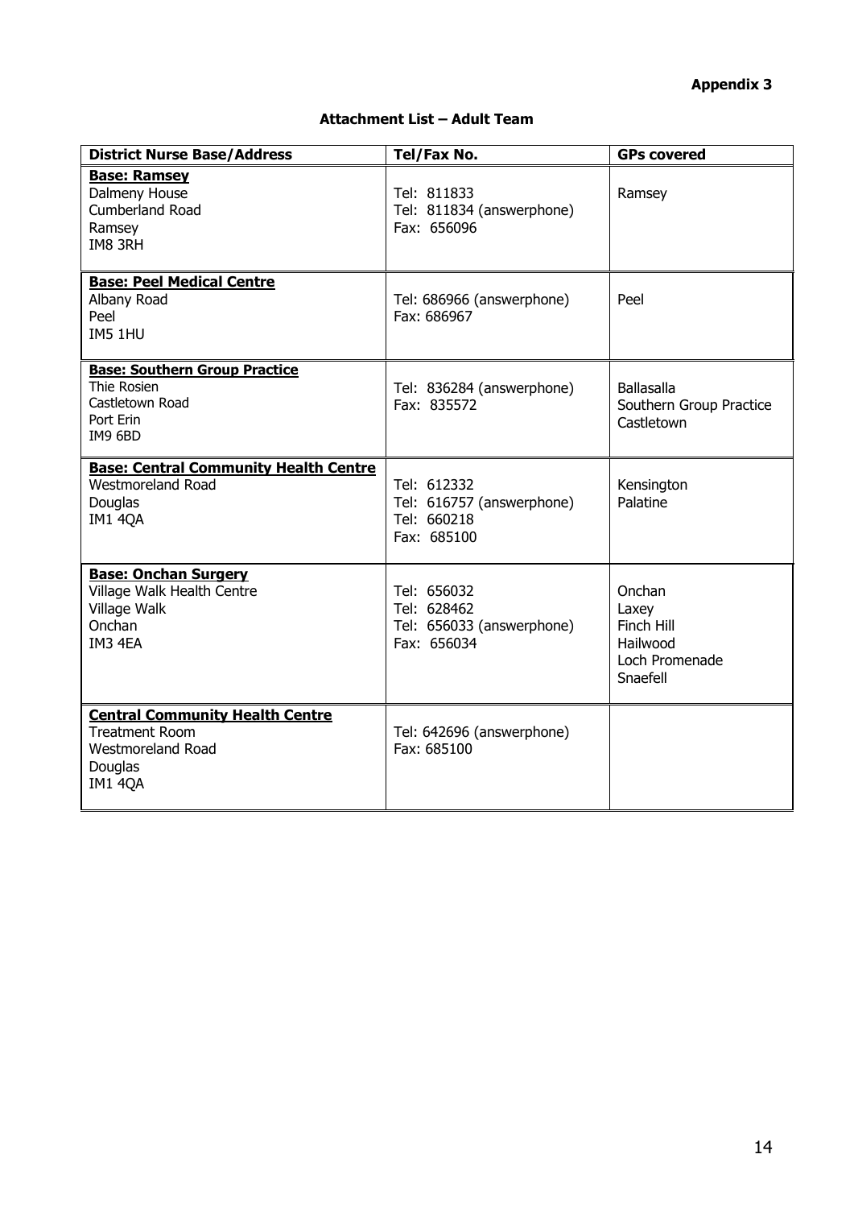**Appendix 3**

**Attachment List – Adult Team**

| District Nurse Base/Address | Tel/Fax No. | GPs covered |
|---|---|---|
| **Base: Ramsey**<br>Dalmeny House<br>Cumberland Road<br>Ramsey<br>IM8 3RH | Tel: 811833<br>Tel: 811834 (answerphone)<br>Fax: 656096 | Ramsey |
| **Base: Peel Medical Centre**<br>Albany Road<br>Peel<br>IM5 1HU | Tel: 686966 (answerphone)<br>Fax: 686967 | Peel |
| **Base: Southern Group Practice**<br>Thie Rosien<br>Castletown Road<br>Port Erin<br>IM9 6BD | Tel: 836284 (answerphone)<br>Fax: 835572 | Ballasalla<br>Southern Group Practice<br>Castletown |
| **Base: Central Community Health Centre**<br>Westmoreland Road<br>Douglas<br>IM1 4QA | Tel: 612332<br>Tel: 616757 (answerphone)<br>Tel: 660218<br>Fax: 685100 | Kensington<br>Palatine |
| **Base: Onchan Surgery**<br>Village Walk Health Centre<br>Village Walk<br>Onchan<br>IM3 4EA | Tel: 656032<br>Tel: 628462<br>Tel: 656033 (answerphone)<br>Fax: 656034 | Onchan<br>Laxey<br>Finch Hill<br>Hailwood<br>Loch Promenade<br>Snaefell |
| **Central Community Health Centre**<br>Treatment Room<br>Westmoreland Road<br>Douglas<br>IM1 4QA | Tel: 642696 (answerphone)<br>Fax: 685100 | |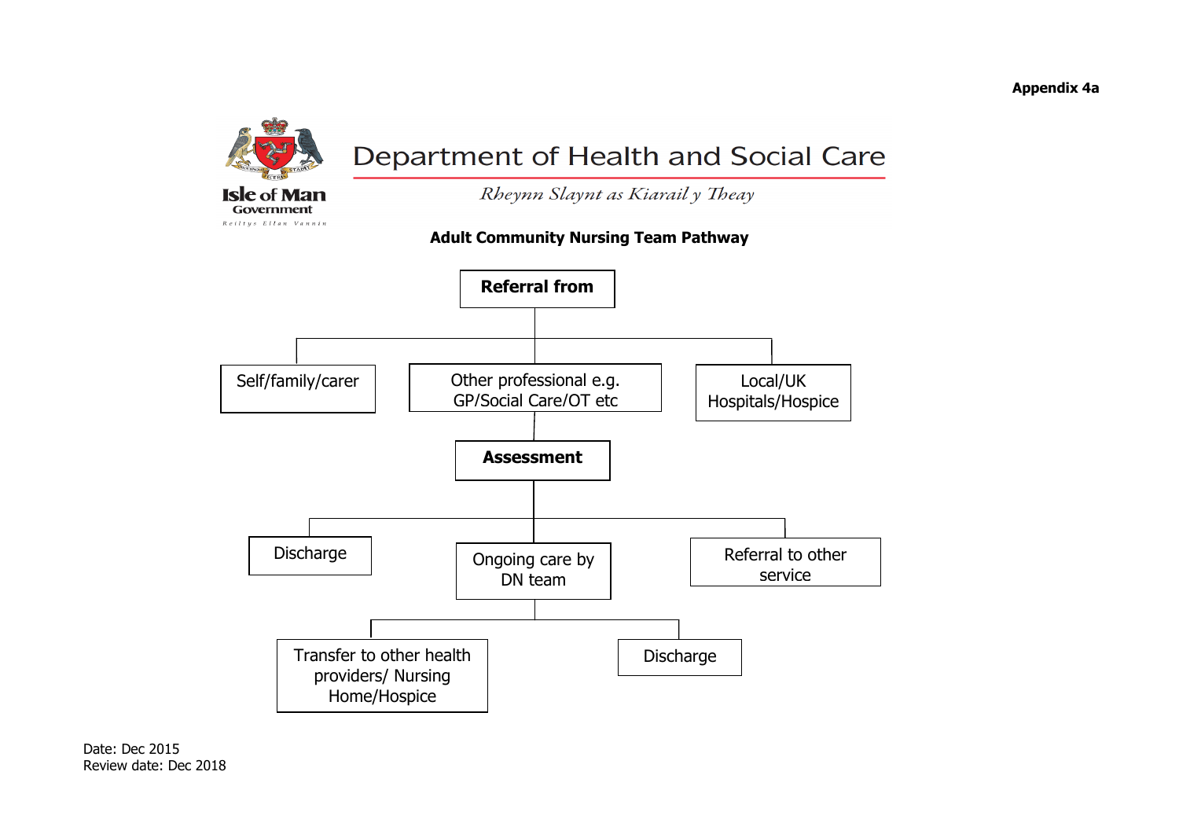**Appendix 4a**

Isle of Man Government

Reiltys Ellan Vannin

# Department of Health and Social Care

*Rheynn Slaynt as Kiarail y Theay*

## Adult Community Nursing Team Pathway

**Referral from**

- Self/family/carer
- Other professional e.g. GP/Social Care/OT etc
- Local/UK Hospitals/Hospice

**Assessment**

- Discharge
- Ongoing care by DN team
  - Transfer to other health providers/ Nursing Home/Hospice
  - Discharge
- Referral to other service

Date: Dec 2015
Review date: Dec 2018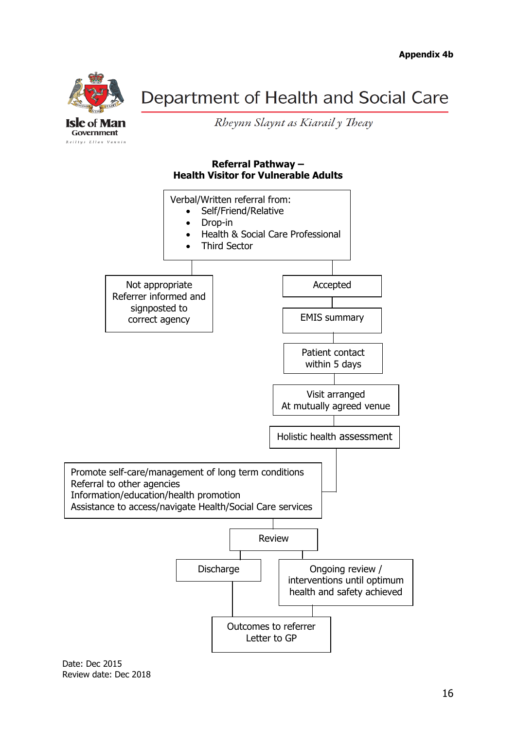**Appendix 4b**

# Department of Health and Social Care

*Rheynn Slaynt as Kiarail y Theay*

Isle of Man Government

Reiltys Ellan Vannin

## Referral Pathway – Health Visitor for Vulnerable Adults

Verbal/Written referral from:

- Self/Friend/Relative
- Drop-in
- Health & Social Care Professional
- Third Sector

Not appropriate
Referrer informed and signposted to correct agency

Accepted

EMIS summary

Patient contact within 5 days

Visit arranged
At mutually agreed venue

Holistic health assessment

Promote self-care/management of long term conditions
Referral to other agencies
Information/education/health promotion
Assistance to access/navigate Health/Social Care services

Review

Discharge

Ongoing review / interventions until optimum health and safety achieved

Outcomes to referrer
Letter to GP

Date: Dec 2015
Review date: Dec 2018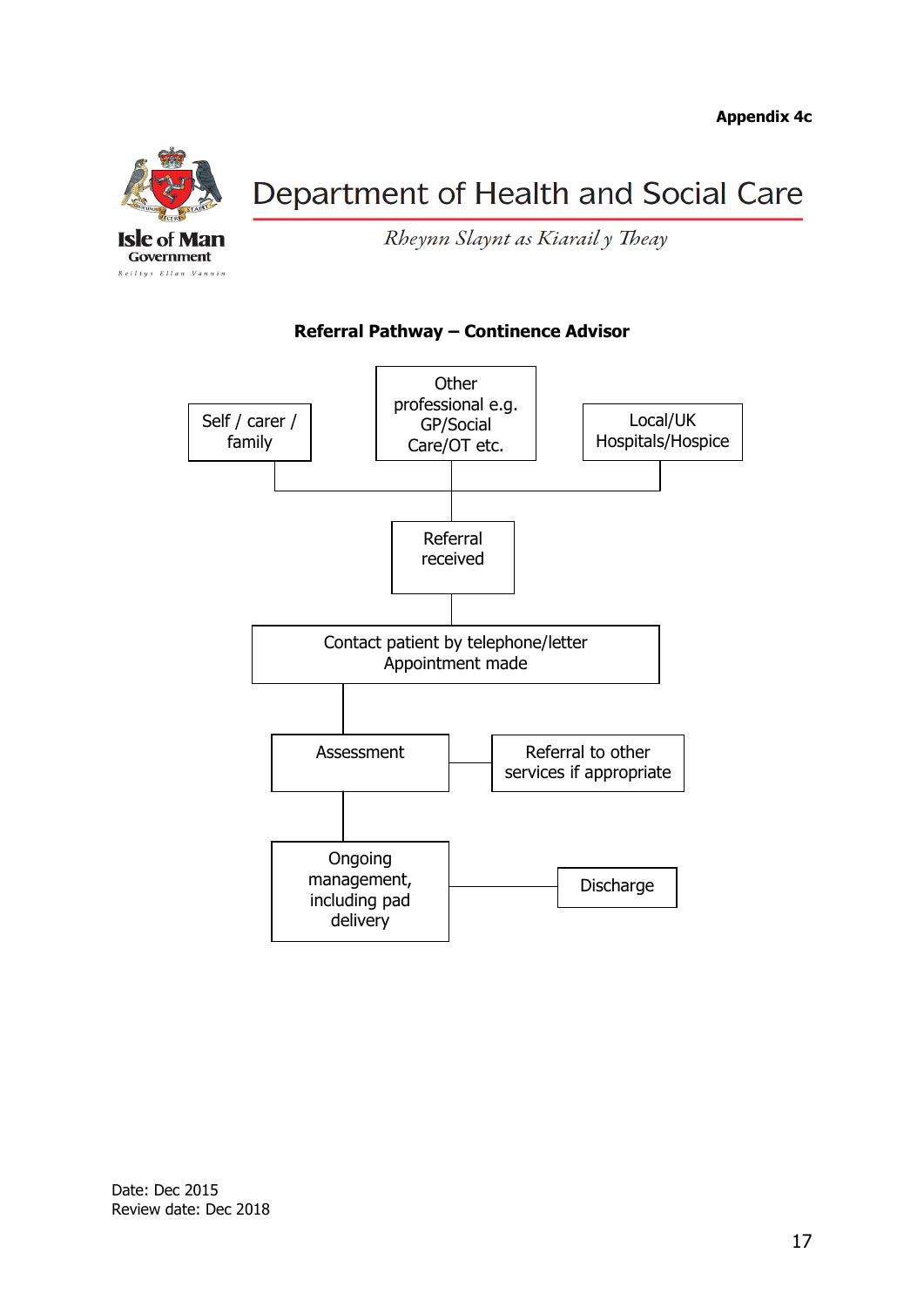**Appendix 4c**

Department of Health and Social Care

*Rheynn Slaynt as Kiarail y Theay*

### Referral Pathway – Continence Advisor

- Self / carer / family
- Other professional e.g. GP/Social Care/OT etc.
- Local/UK Hospitals/Hospice

↓

Referral received

↓

Contact patient by telephone/letter
Appointment made

↓

Assessment — Referral to other services if appropriate

↓

Ongoing management, including pad delivery — Discharge

Date: Dec 2015
Review date: Dec 2018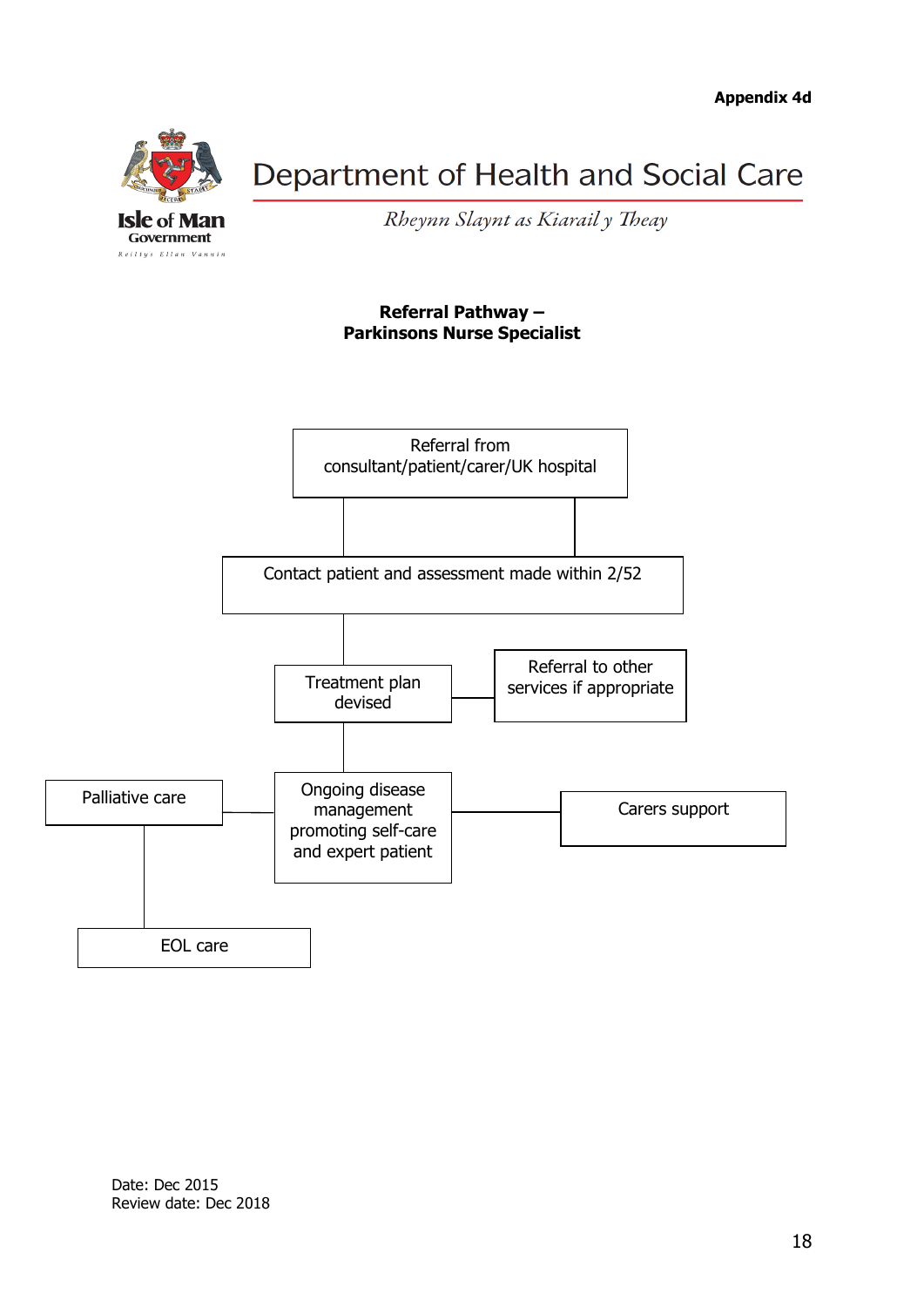Appendix 4d

**Isle of Man Government**

Reiltys Ellan Vannin

# Department of Health and Social Care

*Rheynn Slaynt as Kiarail y Theay*

## Referral Pathway –
## Parkinsons Nurse Specialist

Referral from consultant/patient/carer/UK hospital

Contact patient and assessment made within 2/52

Treatment plan devised

Referral to other services if appropriate

Palliative care

Ongoing disease management promoting self-care and expert patient

Carers support

EOL care

Date: Dec 2015
Review date: Dec 2018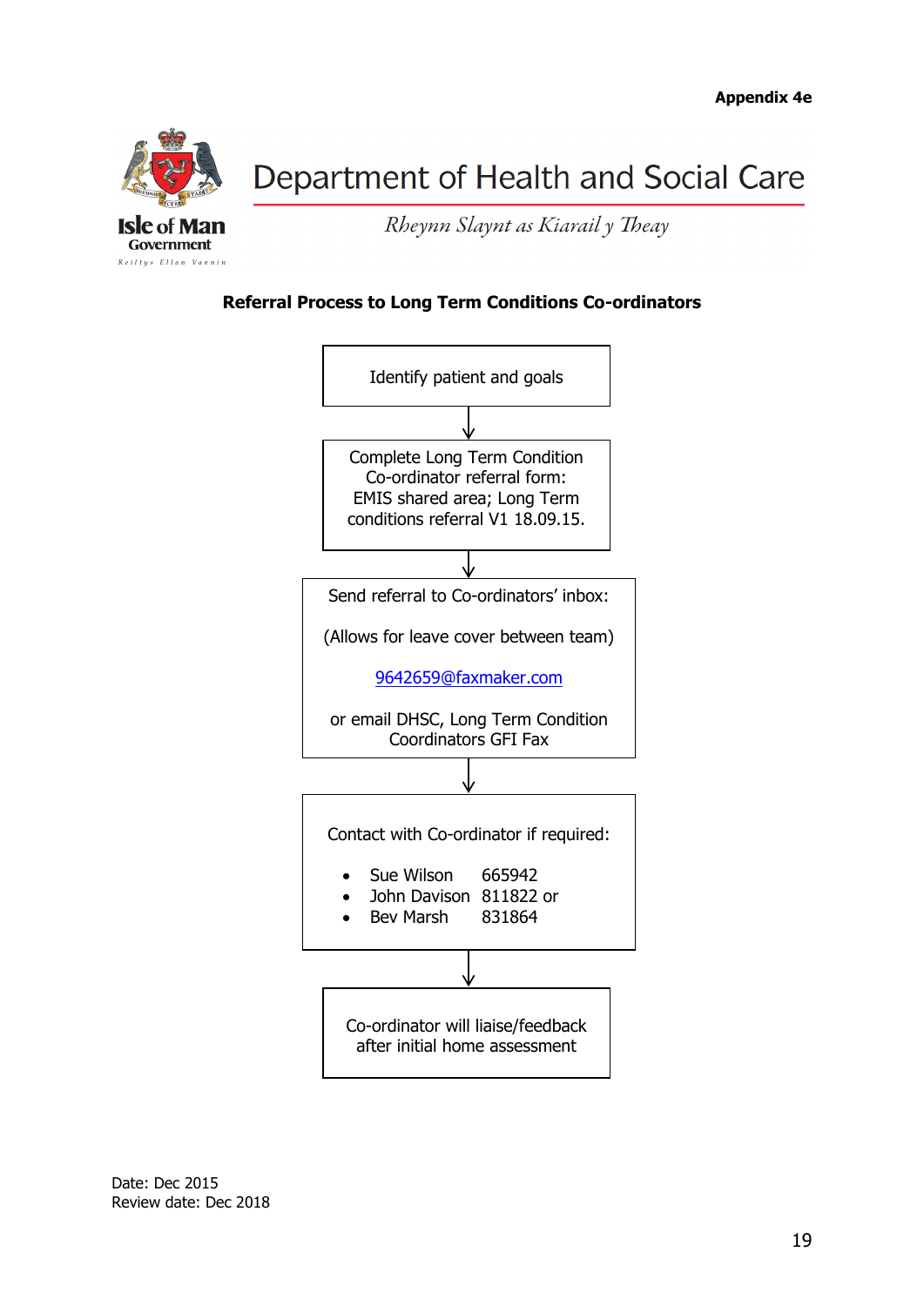Appendix 4e

Isle of Man Government

Reiltys Ellan Vannin

# Department of Health and Social Care

*Rheynn Slaynt as Kiarail y Theay*

## Referral Process to Long Term Conditions Co-ordinators

Identify patient and goals

↓

Complete Long Term Condition Co-ordinator referral form: EMIS shared area; Long Term conditions referral V1 18.09.15.

↓

Send referral to Co-ordinators' inbox:

(Allows for leave cover between team)

9642659@faxmaker.com

or email DHSC, Long Term Condition Coordinators GFI Fax

↓

Contact with Co-ordinator if required:

- Sue Wilson 665942
- John Davison 811822 or
- Bev Marsh 831864

↓

Co-ordinator will liaise/feedback after initial home assessment

Date: Dec 2015
Review date: Dec 2018